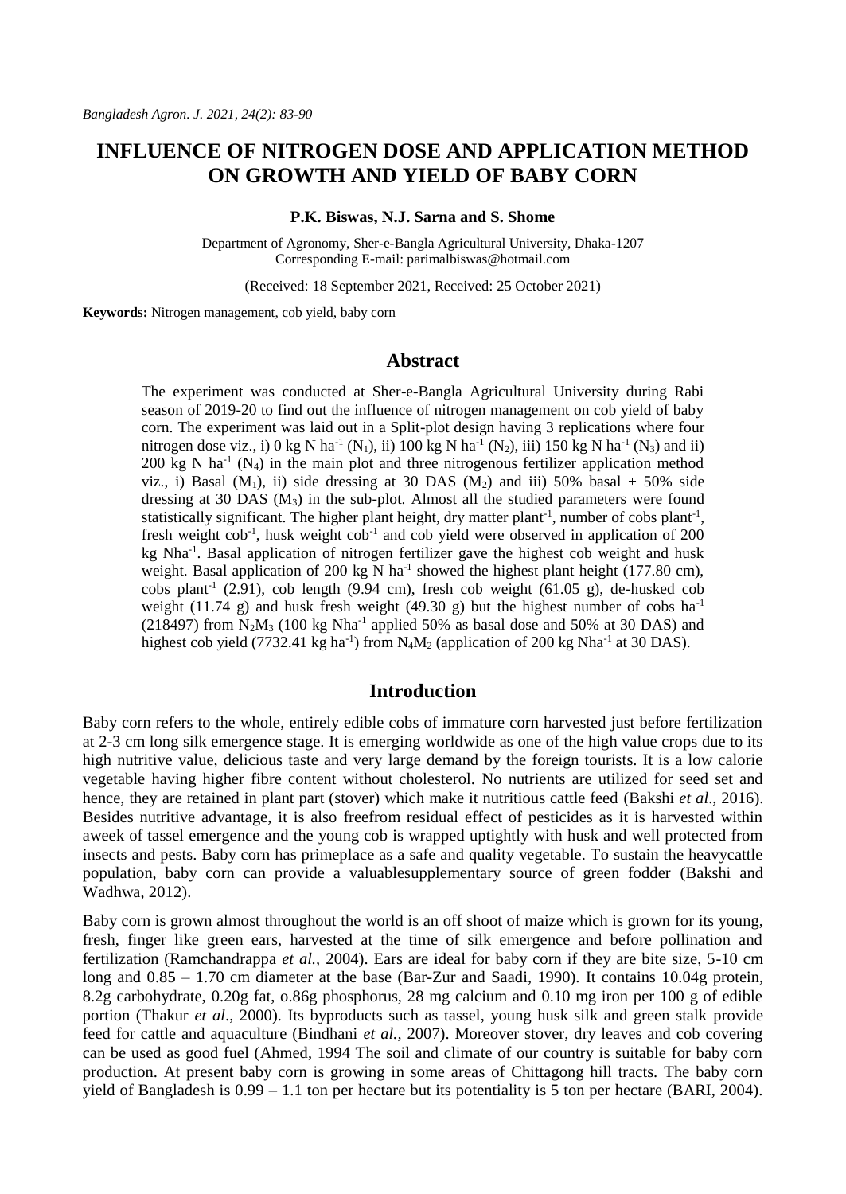# INFLUENCE OF NITROGEN DOSE AND APPLICATION METHOD ON GROWTH AND YIELD OF BABY CORN

**P.K. Biswas, N.J. Sarna and S. Shome**

Department of Agronomy, Sher-e-Bangla Agricultural University, Dhaka-1207
Corresponding E-mail: parimalbiswas@hotmail.com

(Received: 18 September 2021, Received: 25 October 2021)

**Keywords:** Nitrogen management, cob yield, baby corn

## Abstract

The experiment was conducted at Sher-e-Bangla Agricultural University during Rabi season of 2019-20 to find out the influence of nitrogen management on cob yield of baby corn. The experiment was laid out in a Split-plot design having 3 replications where four nitrogen dose viz., i) 0 kg N ha$^{-1}$ ($N_1$), ii) 100 kg N ha$^{-1}$ ($N_2$), iii) 150 kg N ha$^{-1}$ ($N_3$) and ii) 200 kg N ha$^{-1}$ ($N_4$) in the main plot and three nitrogenous fertilizer application method viz., i) Basal ($M_1$), ii) side dressing at 30 DAS ($M_2$) and iii) 50% basal + 50% side dressing at 30 DAS ($M_3$) in the sub-plot. Almost all the studied parameters were found statistically significant. The higher plant height, dry matter plant$^{-1}$, number of cobs plant$^{-1}$, fresh weight cob$^{-1}$, husk weight cob$^{-1}$ and cob yield were observed in application of 200 kg Nha$^{-1}$. Basal application of nitrogen fertilizer gave the highest cob weight and husk weight. Basal application of 200 kg N ha$^{-1}$ showed the highest plant height (177.80 cm), cobs plant$^{-1}$ (2.91), cob length (9.94 cm), fresh cob weight (61.05 g), de-husked cob weight (11.74 g) and husk fresh weight (49.30 g) but the highest number of cobs ha$^{-1}$ (218497) from $N_2M_3$ (100 kg Nha$^{-1}$ applied 50% as basal dose and 50% at 30 DAS) and highest cob yield (7732.41 kg ha$^{-1}$) from $N_4M_2$ (application of 200 kg Nha$^{-1}$ at 30 DAS).

## Introduction

Baby corn refers to the whole, entirely edible cobs of immature corn harvested just before fertilization at 2-3 cm long silk emergence stage. It is emerging worldwide as one of the high value crops due to its high nutritive value, delicious taste and very large demand by the foreign tourists. It is a low calorie vegetable having higher fibre content without cholesterol. No nutrients are utilized for seed set and hence, they are retained in plant part (stover) which make it nutritious cattle feed (Bakshi *et al*., 2016). Besides nutritive advantage, it is also freefrom residual effect of pesticides as it is harvested within aweek of tassel emergence and the young cob is wrapped uptightly with husk and well protected from insects and pests. Baby corn has primeplace as a safe and quality vegetable. To sustain the heavycattle population, baby corn can provide a valuablesupplementary source of green fodder (Bakshi and Wadhwa, 2012).

Baby corn is grown almost throughout the world is an off shoot of maize which is grown for its young, fresh, finger like green ears, harvested at the time of silk emergence and before pollination and fertilization (Ramchandrappa *et al.,* 2004). Ears are ideal for baby corn if they are bite size, 5-10 cm long and 0.85 – 1.70 cm diameter at the base (Bar-Zur and Saadi, 1990). It contains 10.04g protein, 8.2g carbohydrate, 0.20g fat, o.86g phosphorus, 28 mg calcium and 0.10 mg iron per 100 g of edible portion (Thakur *et al*., 2000). Its byproducts such as tassel, young husk silk and green stalk provide feed for cattle and aquaculture (Bindhani *et al.,* 2007). Moreover stover, dry leaves and cob covering can be used as good fuel (Ahmed, 1994 The soil and climate of our country is suitable for baby corn production. At present baby corn is growing in some areas of Chittagong hill tracts. The baby corn yield of Bangladesh is 0.99 – 1.1 ton per hectare but its potentiality is 5 ton per hectare (BARI, 2004).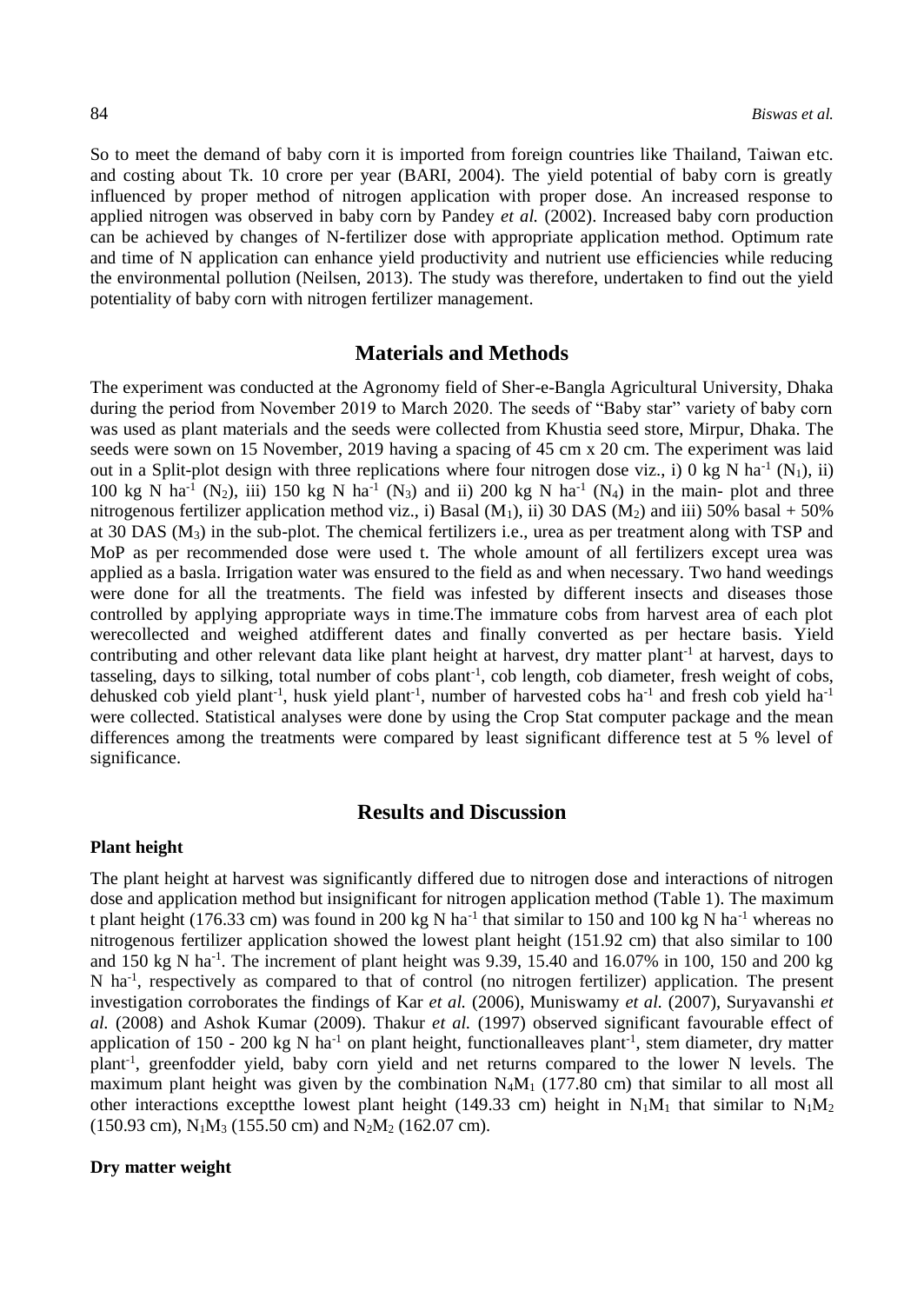So to meet the demand of baby corn it is imported from foreign countries like Thailand, Taiwan etc. and costing about Tk. 10 crore per year (BARI, 2004). The yield potential of baby corn is greatly influenced by proper method of nitrogen application with proper dose. An increased response to applied nitrogen was observed in baby corn by Pandey *et al.* (2002). Increased baby corn production can be achieved by changes of N-fertilizer dose with appropriate application method. Optimum rate and time of N application can enhance yield productivity and nutrient use efficiencies while reducing the environmental pollution (Neilsen, 2013). The study was therefore, undertaken to find out the yield potentiality of baby corn with nitrogen fertilizer management.

## Materials and Methods

The experiment was conducted at the Agronomy field of Sher-e-Bangla Agricultural University, Dhaka during the period from November 2019 to March 2020. The seeds of "Baby star" variety of baby corn was used as plant materials and the seeds were collected from Khustia seed store, Mirpur, Dhaka. The seeds were sown on 15 November, 2019 having a spacing of 45 cm x 20 cm. The experiment was laid out in a Split-plot design with three replications where four nitrogen dose viz., i) 0 kg N ha$^{-1}$ ($N_1$), ii) 100 kg N ha$^{-1}$ ($N_2$), iii) 150 kg N ha$^{-1}$ ($N_3$) and ii) 200 kg N ha$^{-1}$ ($N_4$) in the main- plot and three nitrogenous fertilizer application method viz., i) Basal ($M_1$), ii) 30 DAS ($M_2$) and iii) 50% basal + 50% at 30 DAS ($M_3$) in the sub-plot. The chemical fertilizers i.e., urea as per treatment along with TSP and MoP as per recommended dose were used t. The whole amount of all fertilizers except urea was applied as a basla. Irrigation water was ensured to the field as and when necessary. Two hand weedings were done for all the treatments. The field was infested by different insects and diseases those controlled by applying appropriate ways in time.The immature cobs from harvest area of each plot werecollected and weighed atdifferent dates and finally converted as per hectare basis. Yield contributing and other relevant data like plant height at harvest, dry matter plant$^{-1}$ at harvest, days to tasseling, days to silking, total number of cobs plant$^{-1}$, cob length, cob diameter, fresh weight of cobs, dehusked cob yield plant$^{-1}$, husk yield plant$^{-1}$, number of harvested cobs ha$^{-1}$ and fresh cob yield ha$^{-1}$ were collected. Statistical analyses were done by using the Crop Stat computer package and the mean differences among the treatments were compared by least significant difference test at 5 % level of significance.

## Results and Discussion

### Plant height

The plant height at harvest was significantly differed due to nitrogen dose and interactions of nitrogen dose and application method but insignificant for nitrogen application method (Table 1). The maximum t plant height (176.33 cm) was found in 200 kg N ha$^{-1}$ that similar to 150 and 100 kg N ha$^{-1}$ whereas no nitrogenous fertilizer application showed the lowest plant height (151.92 cm) that also similar to 100 and 150 kg N ha$^{-1}$. The increment of plant height was 9.39, 15.40 and 16.07% in 100, 150 and 200 kg N ha$^{-1}$, respectively as compared to that of control (no nitrogen fertilizer) application. The present investigation corroborates the findings of Kar *et al.* (2006), Muniswamy *et al.* (2007), Suryavanshi *et al.* (2008) and Ashok Kumar (2009). Thakur *et al.* (1997) observed significant favourable effect of application of 150 - 200 kg N ha$^{-1}$ on plant height, functionalleaves plant$^{-1}$, stem diameter, dry matter plant$^{-1}$, greenfodder yield, baby corn yield and net returns compared to the lower N levels. The maximum plant height was given by the combination $N_4M_1$ (177.80 cm) that similar to all most all other interactions exceptthe lowest plant height (149.33 cm) height in $N_1M_1$ that similar to $N_1M_2$ (150.93 cm), $N_1M_3$ (155.50 cm) and $N_2M_2$ (162.07 cm).

### Dry matter weight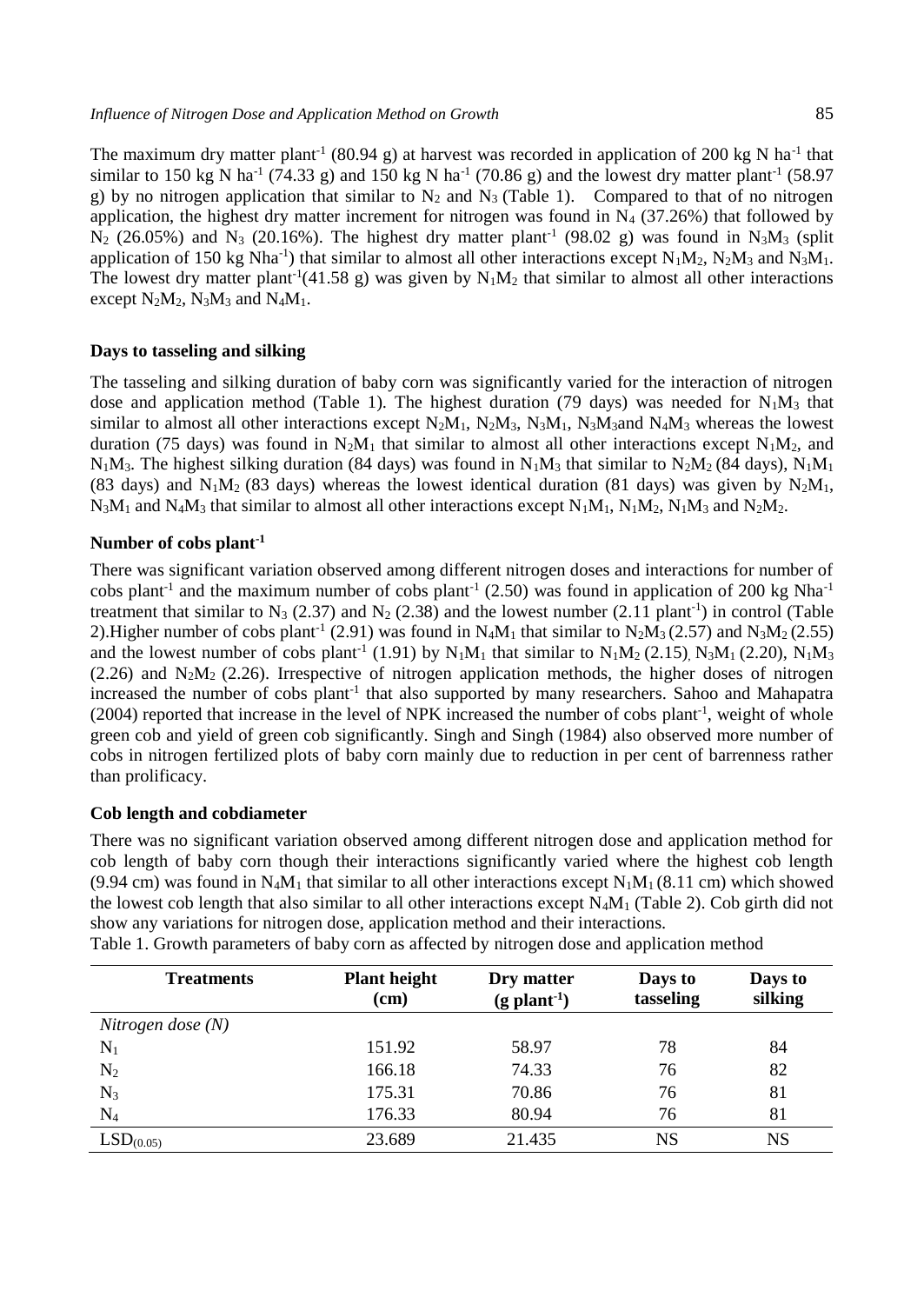The maximum dry matter plant$^{-1}$ (80.94 g) at harvest was recorded in application of 200 kg N ha$^{-1}$ that similar to 150 kg N ha$^{-1}$ (74.33 g) and 150 kg N ha$^{-1}$ (70.86 g) and the lowest dry matter plant$^{-1}$ (58.97 g) by no nitrogen application that similar to $N_2$ and $N_3$ (Table 1). Compared to that of no nitrogen application, the highest dry matter increment for nitrogen was found in $N_4$ (37.26%) that followed by $N_2$ (26.05%) and $N_3$ (20.16%). The highest dry matter plant$^{-1}$ (98.02 g) was found in $N_3M_3$ (split application of 150 kg Nha$^{-1}$) that similar to almost all other interactions except $N_1M_2$, $N_2M_3$ and $N_3M_1$. The lowest dry matter plant$^{-1}$(41.58 g) was given by $N_1M_2$ that similar to almost all other interactions except $N_2M_2$, $N_3M_3$ and $N_4M_1$.

### Days to tasseling and silking

The tasseling and silking duration of baby corn was significantly varied for the interaction of nitrogen dose and application method (Table 1). The highest duration (79 days) was needed for $N_1M_3$ that similar to almost all other interactions except $N_2M_1$, $N_2M_3$, $N_3M_1$, $N_3M_3$and $N_4M_3$ whereas the lowest duration (75 days) was found in $N_2M_1$ that similar to almost all other interactions except $N_1M_2$, and $N_1M_3$. The highest silking duration (84 days) was found in $N_1M_3$ that similar to $N_2M_2$ (84 days), $N_1M_1$ (83 days) and $N_1M_2$ (83 days) whereas the lowest identical duration (81 days) was given by $N_2M_1$, $N_3M_1$ and $N_4M_3$ that similar to almost all other interactions except $N_1M_1$, $N_1M_2$, $N_1M_3$ and $N_2M_2$.

### Number of cobs plant$^{-1}$

There was significant variation observed among different nitrogen doses and interactions for number of cobs plant$^{-1}$ and the maximum number of cobs plant$^{-1}$ (2.50) was found in application of 200 kg Nha$^{-1}$ treatment that similar to $N_3$ (2.37) and $N_2$ (2.38) and the lowest number (2.11 plant$^{-1}$) in control (Table 2).Higher number of cobs plant$^{-1}$ (2.91) was found in $N_4M_1$ that similar to $N_2M_3$ (2.57) and $N_3M_2$ (2.55) and the lowest number of cobs plant$^{-1}$ (1.91) by $N_1M_1$ that similar to $N_1M_2$ (2.15), $N_3M_1$ (2.20), $N_1M_3$ (2.26) and $N_2M_2$ (2.26). Irrespective of nitrogen application methods, the higher doses of nitrogen increased the number of cobs plant$^{-1}$ that also supported by many researchers. Sahoo and Mahapatra (2004) reported that increase in the level of NPK increased the number of cobs plant$^{-1}$, weight of whole green cob and yield of green cob significantly. Singh and Singh (1984) also observed more number of cobs in nitrogen fertilized plots of baby corn mainly due to reduction in per cent of barrenness rather than prolificacy.

### Cob length and cobdiameter

There was no significant variation observed among different nitrogen dose and application method for cob length of baby corn though their interactions significantly varied where the highest cob length (9.94 cm) was found in $N_4M_1$ that similar to all other interactions except $N_1M_1$ (8.11 cm) which showed the lowest cob length that also similar to all other interactions except $N_4M_1$ (Table 2). Cob girth did not show any variations for nitrogen dose, application method and their interactions.

Table 1. Growth parameters of baby corn as affected by nitrogen dose and application method

| Treatments | Plant height (cm) | Dry matter (g plant$^{-1}$) | Days to tasseling | Days to silking |
|---|---|---|---|---|
| *Nitrogen dose (N)* | | | | |
| $N_1$ | 151.92 | 58.97 | 78 | 84 |
| $N_2$ | 166.18 | 74.33 | 76 | 82 |
| $N_3$ | 175.31 | 70.86 | 76 | 81 |
| $N_4$ | 176.33 | 80.94 | 76 | 81 |
| $LSD_{(0.05)}$ | 23.689 | 21.435 | NS | NS |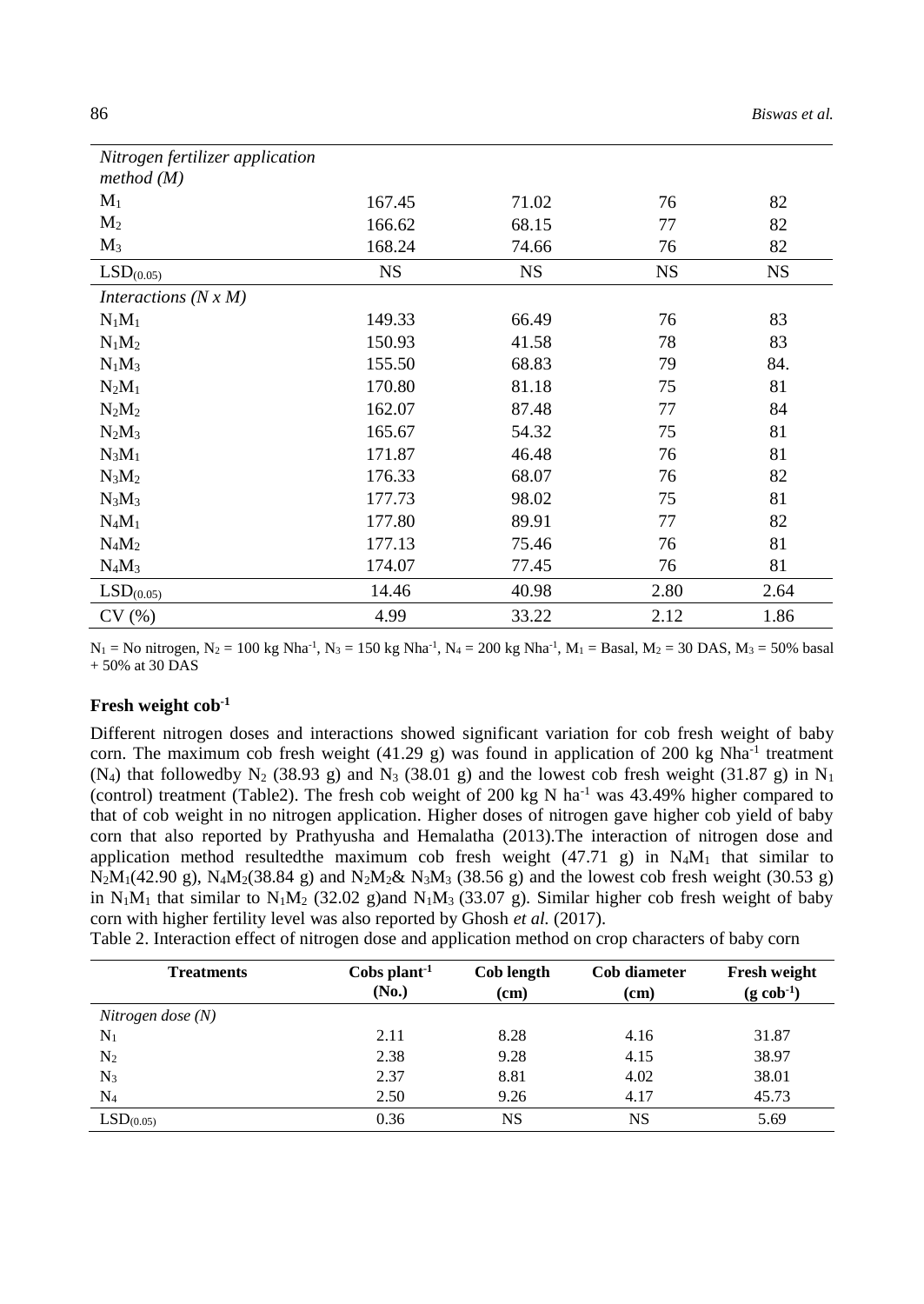| | | | | |
|---|---|---|---|---|
| *Nitrogen fertilizer application method (M)* | | | | |
| $M_1$ | 167.45 | 71.02 | 76 | 82 |
| $M_2$ | 166.62 | 68.15 | 77 | 82 |
| $M_3$ | 168.24 | 74.66 | 76 | 82 |
| $LSD_{(0.05)}$ | NS | NS | NS | NS |
| *Interactions (N x M)* | | | | |
| $N_1M_1$ | 149.33 | 66.49 | 76 | 83 |
| $N_1M_2$ | 150.93 | 41.58 | 78 | 83 |
| $N_1M_3$ | 155.50 | 68.83 | 79 | 84. |
| $N_2M_1$ | 170.80 | 81.18 | 75 | 81 |
| $N_2M_2$ | 162.07 | 87.48 | 77 | 84 |
| $N_2M_3$ | 165.67 | 54.32 | 75 | 81 |
| $N_3M_1$ | 171.87 | 46.48 | 76 | 81 |
| $N_3M_2$ | 176.33 | 68.07 | 76 | 82 |
| $N_3M_3$ | 177.73 | 98.02 | 75 | 81 |
| $N_4M_1$ | 177.80 | 89.91 | 77 | 82 |
| $N_4M_2$ | 177.13 | 75.46 | 76 | 81 |
| $N_4M_3$ | 174.07 | 77.45 | 76 | 81 |
| $LSD_{(0.05)}$ | 14.46 | 40.98 | 2.80 | 2.64 |
| CV (%) | 4.99 | 33.22 | 2.12 | 1.86 |

$N_1$ = No nitrogen, $N_2$ = 100 kg Nha$^{-1}$, $N_3$ = 150 kg Nha$^{-1}$, $N_4$ = 200 kg Nha$^{-1}$, $M_1$ = Basal, $M_2$ = 30 DAS, $M_3$ = 50% basal + 50% at 30 DAS

### Fresh weight cob$^{-1}$

Different nitrogen doses and interactions showed significant variation for cob fresh weight of baby corn. The maximum cob fresh weight (41.29 g) was found in application of 200 kg Nha$^{-1}$ treatment ($N_4$) that followedby $N_2$ (38.93 g) and $N_3$ (38.01 g) and the lowest cob fresh weight (31.87 g) in $N_1$ (control) treatment (Table2). The fresh cob weight of 200 kg N ha$^{-1}$ was 43.49% higher compared to that of cob weight in no nitrogen application. Higher doses of nitrogen gave higher cob yield of baby corn that also reported by Prathyusha and Hemalatha (2013).The interaction of nitrogen dose and application method resultedthe maximum cob fresh weight (47.71 g) in $N_4M_1$ that similar to $N_2M_1$(42.90 g), $N_4M_2$(38.84 g) and $N_2M_2$& $N_3M_3$ (38.56 g) and the lowest cob fresh weight (30.53 g) in $N_1M_1$ that similar to $N_1M_2$ (32.02 g)and $N_1M_3$ (33.07 g). Similar higher cob fresh weight of baby corn with higher fertility level was also reported by Ghosh *et al.* (2017).

Table 2. Interaction effect of nitrogen dose and application method on crop characters of baby corn

| Treatments | Cobs plant$^{-1}$ (No.) | Cob length (cm) | Cob diameter (cm) | Fresh weight (g cob$^{-1}$) |
|---|---|---|---|---|
| *Nitrogen dose (N)* | | | | |
| $N_1$ | 2.11 | 8.28 | 4.16 | 31.87 |
| $N_2$ | 2.38 | 9.28 | 4.15 | 38.97 |
| $N_3$ | 2.37 | 8.81 | 4.02 | 38.01 |
| $N_4$ | 2.50 | 9.26 | 4.17 | 45.73 |
| $LSD_{(0.05)}$ | 0.36 | NS | NS | 5.69 |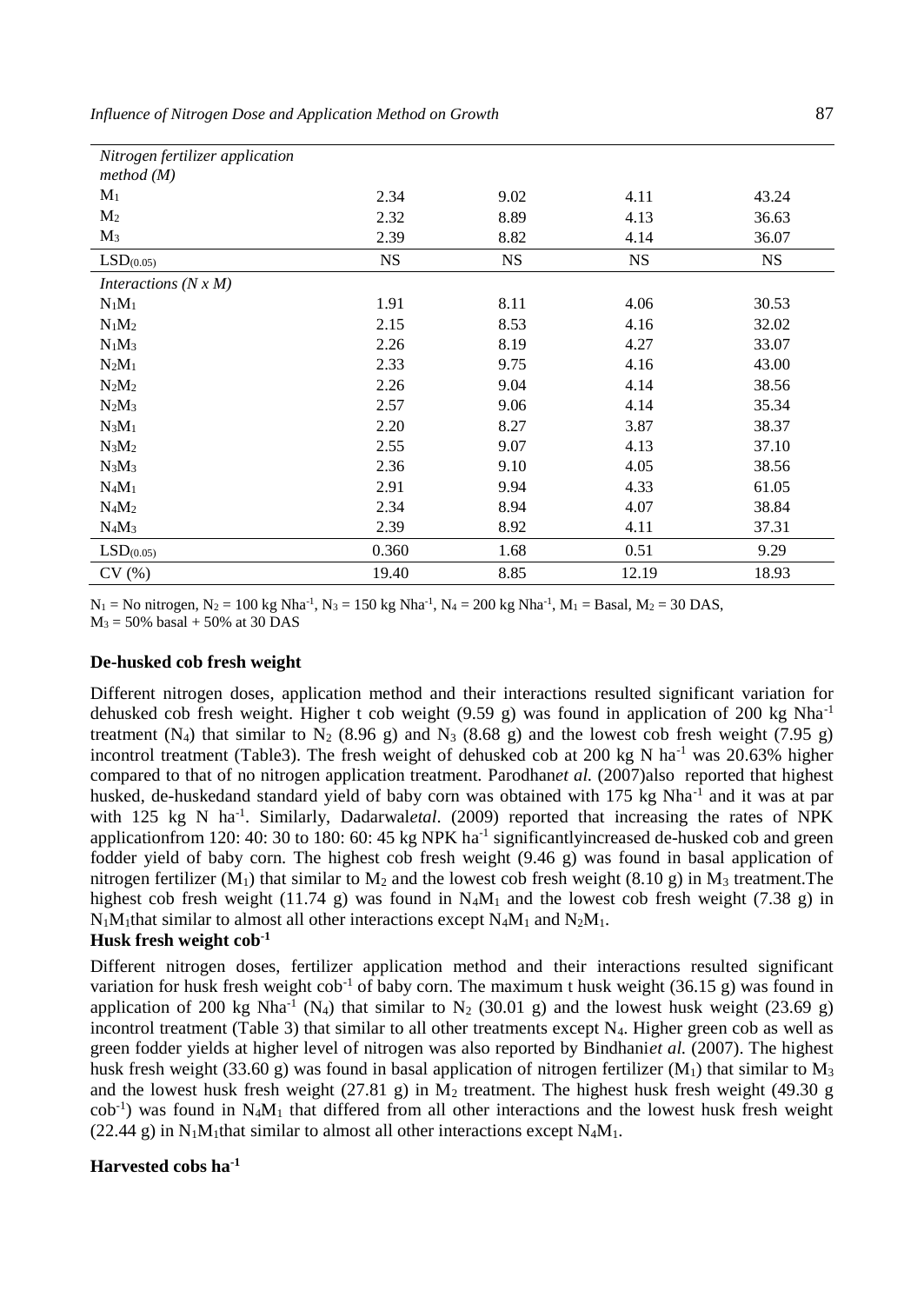| | | | | |
|---|---|---|---|---|
| *Nitrogen fertilizer application method (M)* | | | | |
| $M_1$ | 2.34 | 9.02 | 4.11 | 43.24 |
| $M_2$ | 2.32 | 8.89 | 4.13 | 36.63 |
| $M_3$ | 2.39 | 8.82 | 4.14 | 36.07 |
| $LSD_{(0.05)}$ | NS | NS | NS | NS |
| *Interactions (N x M)* | | | | |
| $N_1M_1$ | 1.91 | 8.11 | 4.06 | 30.53 |
| $N_1M_2$ | 2.15 | 8.53 | 4.16 | 32.02 |
| $N_1M_3$ | 2.26 | 8.19 | 4.27 | 33.07 |
| $N_2M_1$ | 2.33 | 9.75 | 4.16 | 43.00 |
| $N_2M_2$ | 2.26 | 9.04 | 4.14 | 38.56 |
| $N_2M_3$ | 2.57 | 9.06 | 4.14 | 35.34 |
| $N_3M_1$ | 2.20 | 8.27 | 3.87 | 38.37 |
| $N_3M_2$ | 2.55 | 9.07 | 4.13 | 37.10 |
| $N_3M_3$ | 2.36 | 9.10 | 4.05 | 38.56 |
| $N_4M_1$ | 2.91 | 9.94 | 4.33 | 61.05 |
| $N_4M_2$ | 2.34 | 8.94 | 4.07 | 38.84 |
| $N_4M_3$ | 2.39 | 8.92 | 4.11 | 37.31 |
| $LSD_{(0.05)}$ | 0.360 | 1.68 | 0.51 | 9.29 |
| CV (%) | 19.40 | 8.85 | 12.19 | 18.93 |

$N_1$ = No nitrogen, $N_2$ = 100 kg Nha$^{-1}$, $N_3$ = 150 kg Nha$^{-1}$, $N_4$ = 200 kg Nha$^{-1}$, $M_1$ = Basal, $M_2$ = 30 DAS, $M_3$ = 50% basal + 50% at 30 DAS

**De-husked cob fresh weight**

Different nitrogen doses, application method and their interactions resulted significant variation for dehusked cob fresh weight. Higher t cob weight (9.59 g) was found in application of 200 kg Nha$^{-1}$ treatment ($N_4$) that similar to $N_2$ (8.96 g) and $N_3$ (8.68 g) and the lowest cob fresh weight (7.95 g) incontrol treatment (Table3). The fresh weight of dehusked cob at 200 kg N ha$^{-1}$ was 20.63% higher compared to that of no nitrogen application treatment. Parodhan*et al.* (2007)also reported that highest husked, de-huskedand standard yield of baby corn was obtained with 175 kg Nha$^{-1}$ and it was at par with 125 kg N ha$^{-1}$. Similarly, Dadarwal*etal*. (2009) reported that increasing the rates of NPK applicationfrom 120: 40: 30 to 180: 60: 45 kg NPK ha$^{-1}$ significantlyincreased de-husked cob and green fodder yield of baby corn. The highest cob fresh weight (9.46 g) was found in basal application of nitrogen fertilizer ($M_1$) that similar to $M_2$ and the lowest cob fresh weight (8.10 g) in $M_3$ treatment.The highest cob fresh weight (11.74 g) was found in $N_4M_1$ and the lowest cob fresh weight (7.38 g) in $N_1M_1$that similar to almost all other interactions except $N_4M_1$ and $N_2M_1$.

**Husk fresh weight cob$^{-1}$**

Different nitrogen doses, fertilizer application method and their interactions resulted significant variation for husk fresh weight cob$^{-1}$ of baby corn. The maximum t husk weight (36.15 g) was found in application of 200 kg Nha$^{-1}$ ($N_4$) that similar to $N_2$ (30.01 g) and the lowest husk weight (23.69 g) incontrol treatment (Table 3) that similar to all other treatments except $N_4$. Higher green cob as well as green fodder yields at higher level of nitrogen was also reported by Bindhani*et al.* (2007). The highest husk fresh weight (33.60 g) was found in basal application of nitrogen fertilizer ($M_1$) that similar to $M_3$ and the lowest husk fresh weight (27.81 g) in $M_2$ treatment. The highest husk fresh weight (49.30 g cob$^{-1}$) was found in $N_4M_1$ that differed from all other interactions and the lowest husk fresh weight (22.44 g) in $N_1M_1$that similar to almost all other interactions except $N_4M_1$.

**Harvested cobs ha$^{-1}$**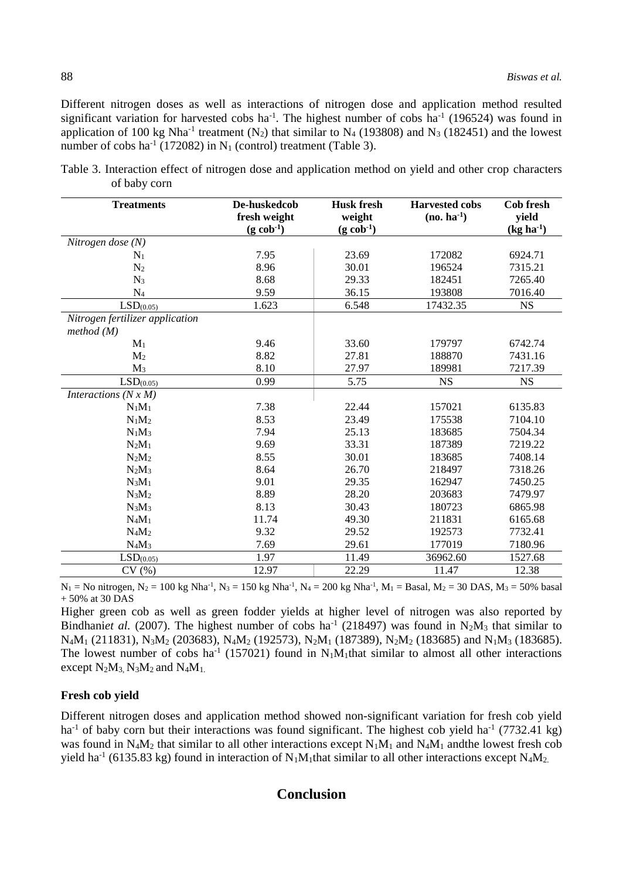Different nitrogen doses as well as interactions of nitrogen dose and application method resulted significant variation for harvested cobs ha$^{-1}$. The highest number of cobs ha$^{-1}$ (196524) was found in application of 100 kg Nha$^{-1}$ treatment ($N_2$) that similar to $N_4$ (193808) and $N_3$ (182451) and the lowest number of cobs ha$^{-1}$ (172082) in $N_1$ (control) treatment (Table 3).

Table 3. Interaction effect of nitrogen dose and application method on yield and other crop characters of baby corn

| Treatments | De-huskedcob fresh weight (g cob$^{-1}$) | Husk fresh weight (g cob$^{-1}$) | Harvested cobs (no. ha$^{-1}$) | Cob fresh yield (kg ha$^{-1}$) |
|---|---|---|---|---|
| *Nitrogen dose (N)* | | | | |
| $N_1$ | 7.95 | 23.69 | 172082 | 6924.71 |
| $N_2$ | 8.96 | 30.01 | 196524 | 7315.21 |
| $N_3$ | 8.68 | 29.33 | 182451 | 7265.40 |
| $N_4$ | 9.59 | 36.15 | 193808 | 7016.40 |
| $LSD_{(0.05)}$ | 1.623 | 6.548 | 17432.35 | NS |
| *Nitrogen fertilizer application method (M)* | | | | |
| $M_1$ | 9.46 | 33.60 | 179797 | 6742.74 |
| $M_2$ | 8.82 | 27.81 | 188870 | 7431.16 |
| $M_3$ | 8.10 | 27.97 | 189981 | 7217.39 |
| $LSD_{(0.05)}$ | 0.99 | 5.75 | NS | NS |
| *Interactions (N x M)* | | | | |
| $N_1M_1$ | 7.38 | 22.44 | 157021 | 6135.83 |
| $N_1M_2$ | 8.53 | 23.49 | 175538 | 7104.10 |
| $N_1M_3$ | 7.94 | 25.13 | 183685 | 7504.34 |
| $N_2M_1$ | 9.69 | 33.31 | 187389 | 7219.22 |
| $N_2M_2$ | 8.55 | 30.01 | 183685 | 7408.14 |
| $N_2M_3$ | 8.64 | 26.70 | 218497 | 7318.26 |
| $N_3M_1$ | 9.01 | 29.35 | 162947 | 7450.25 |
| $N_3M_2$ | 8.89 | 28.20 | 203683 | 7479.97 |
| $N_3M_3$ | 8.13 | 30.43 | 180723 | 6865.98 |
| $N_4M_1$ | 11.74 | 49.30 | 211831 | 6165.68 |
| $N_4M_2$ | 9.32 | 29.52 | 192573 | 7732.41 |
| $N_4M_3$ | 7.69 | 29.61 | 177019 | 7180.96 |
| $LSD_{(0.05)}$ | 1.97 | 11.49 | 36962.60 | 1527.68 |
| CV (%) | 12.97 | 22.29 | 11.47 | 12.38 |

$N_1$ = No nitrogen, $N_2$ = 100 kg Nha$^{-1}$, $N_3$ = 150 kg Nha$^{-1}$, $N_4$ = 200 kg Nha$^{-1}$, $M_1$ = Basal, $M_2$ = 30 DAS, $M_3$ = 50% basal + 50% at 30 DAS

Higher green cob as well as green fodder yields at higher level of nitrogen was also reported by Bindhani*et al.* (2007). The highest number of cobs ha$^{-1}$ (218497) was found in $N_2M_3$ that similar to $N_4M_1$ (211831), $N_3M_2$ (203683), $N_4M_2$ (192573), $N_2M_1$ (187389), $N_2M_2$ (183685) and $N_1M_3$ (183685). The lowest number of cobs ha$^{-1}$ (157021) found in $N_1M_1$that similar to almost all other interactions except $N_2M_3$, $N_3M_2$ and $N_4M_1$.

**Fresh cob yield**

Different nitrogen doses and application method showed non-significant variation for fresh cob yield ha$^{-1}$ of baby corn but their interactions was found significant. The highest cob yield ha$^{-1}$ (7732.41 kg) was found in $N_4M_2$ that similar to all other interactions except $N_1M_1$ and $N_4M_1$ andthe lowest fresh cob yield ha$^{-1}$ (6135.83 kg) found in interaction of $N_1M_1$that similar to all other interactions except $N_4M_2$.

## Conclusion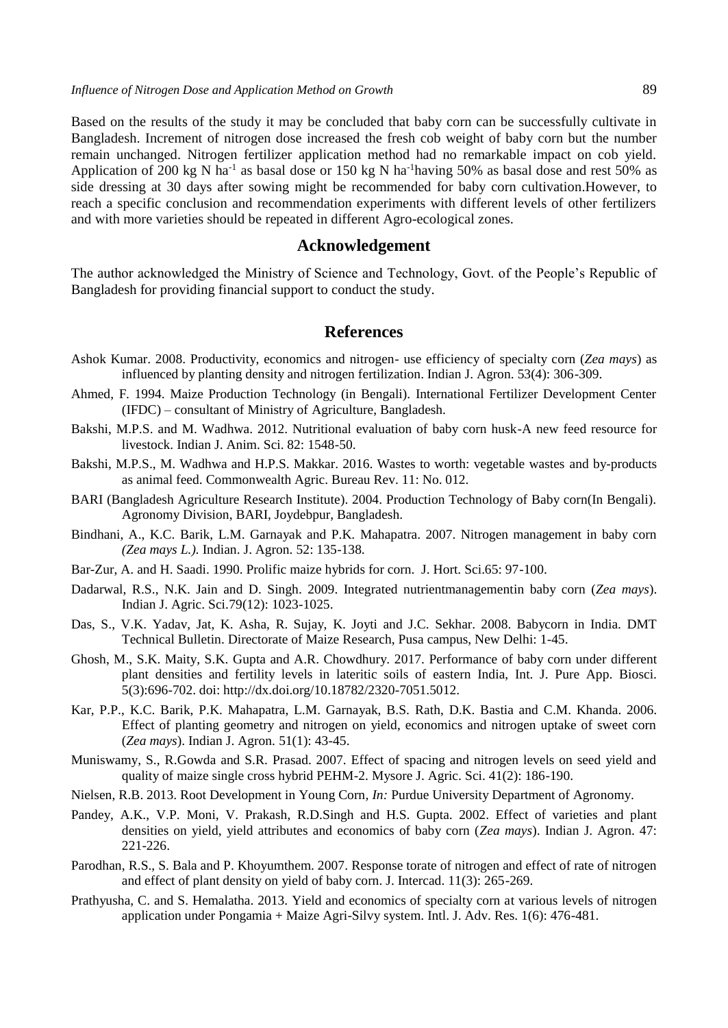Based on the results of the study it may be concluded that baby corn can be successfully cultivate in Bangladesh. Increment of nitrogen dose increased the fresh cob weight of baby corn but the number remain unchanged. Nitrogen fertilizer application method had no remarkable impact on cob yield. Application of 200 kg N $ha^{-1}$ as basal dose or 150 kg N $ha^{-1}$having 50% as basal dose and rest 50% as side dressing at 30 days after sowing might be recommended for baby corn cultivation.However, to reach a specific conclusion and recommendation experiments with different levels of other fertilizers and with more varieties should be repeated in different Agro-ecological zones.

## Acknowledgement

The author acknowledged the Ministry of Science and Technology, Govt. of the People's Republic of Bangladesh for providing financial support to conduct the study.

## References

Ashok Kumar. 2008. Productivity, economics and nitrogen- use efficiency of specialty corn (*Zea mays*) as influenced by planting density and nitrogen fertilization. Indian J. Agron. 53(4): 306-309.

Ahmed, F. 1994. Maize Production Technology (in Bengali). International Fertilizer Development Center (IFDC) – consultant of Ministry of Agriculture, Bangladesh.

Bakshi, M.P.S. and M. Wadhwa. 2012. Nutritional evaluation of baby corn husk-A new feed resource for livestock. Indian J. Anim. Sci. 82: 1548-50.

Bakshi, M.P.S., M. Wadhwa and H.P.S. Makkar. 2016. Wastes to worth: vegetable wastes and by-products as animal feed. Commonwealth Agric. Bureau Rev. 11: No. 012.

BARI (Bangladesh Agriculture Research Institute). 2004. Production Technology of Baby corn(In Bengali). Agronomy Division, BARI, Joydebpur, Bangladesh.

Bindhani, A., K.C. Barik, L.M. Garnayak and P.K. Mahapatra. 2007. Nitrogen management in baby corn *(Zea mays L.)*. Indian. J. Agron. 52: 135-138.

Bar-Zur, A. and H. Saadi. 1990. Prolific maize hybrids for corn. J. Hort. Sci.65: 97-100.

Dadarwal, R.S., N.K. Jain and D. Singh. 2009. Integrated nutrientmanagementin baby corn (*Zea mays*). Indian J. Agric. Sci.79(12): 1023-1025.

Das, S., V.K. Yadav, Jat, K. Asha, R. Sujay, K. Joyti and J.C. Sekhar. 2008. Babycorn in India. DMT Technical Bulletin. Directorate of Maize Research, Pusa campus, New Delhi: 1-45.

Ghosh, M., S.K. Maity, S.K. Gupta and A.R. Chowdhury. 2017. Performance of baby corn under different plant densities and fertility levels in lateritic soils of eastern India, Int. J. Pure App. Biosci. 5(3):696-702. doi: http://dx.doi.org/10.18782/2320-7051.5012.

Kar, P.P., K.C. Barik, P.K. Mahapatra, L.M. Garnayak, B.S. Rath, D.K. Bastia and C.M. Khanda. 2006. Effect of planting geometry and nitrogen on yield, economics and nitrogen uptake of sweet corn (*Zea mays*). Indian J. Agron. 51(1): 43-45.

Muniswamy, S., R.Gowda and S.R. Prasad. 2007. Effect of spacing and nitrogen levels on seed yield and quality of maize single cross hybrid PEHM-2. Mysore J. Agric. Sci. 41(2): 186-190.

Nielsen, R.B. 2013. Root Development in Young Corn, *In:* Purdue University Department of Agronomy.

Pandey, A.K., V.P. Moni, V. Prakash, R.D.Singh and H.S. Gupta. 2002. Effect of varieties and plant densities on yield, yield attributes and economics of baby corn (*Zea mays*). Indian J. Agron. 47: 221-226.

Parodhan, R.S., S. Bala and P. Khoyumthem. 2007. Response torate of nitrogen and effect of rate of nitrogen and effect of plant density on yield of baby corn. J. Intercad. 11(3): 265-269.

Prathyusha, C. and S. Hemalatha. 2013. Yield and economics of specialty corn at various levels of nitrogen application under Pongamia + Maize Agri-Silvy system. Intl. J. Adv. Res. 1(6): 476-481.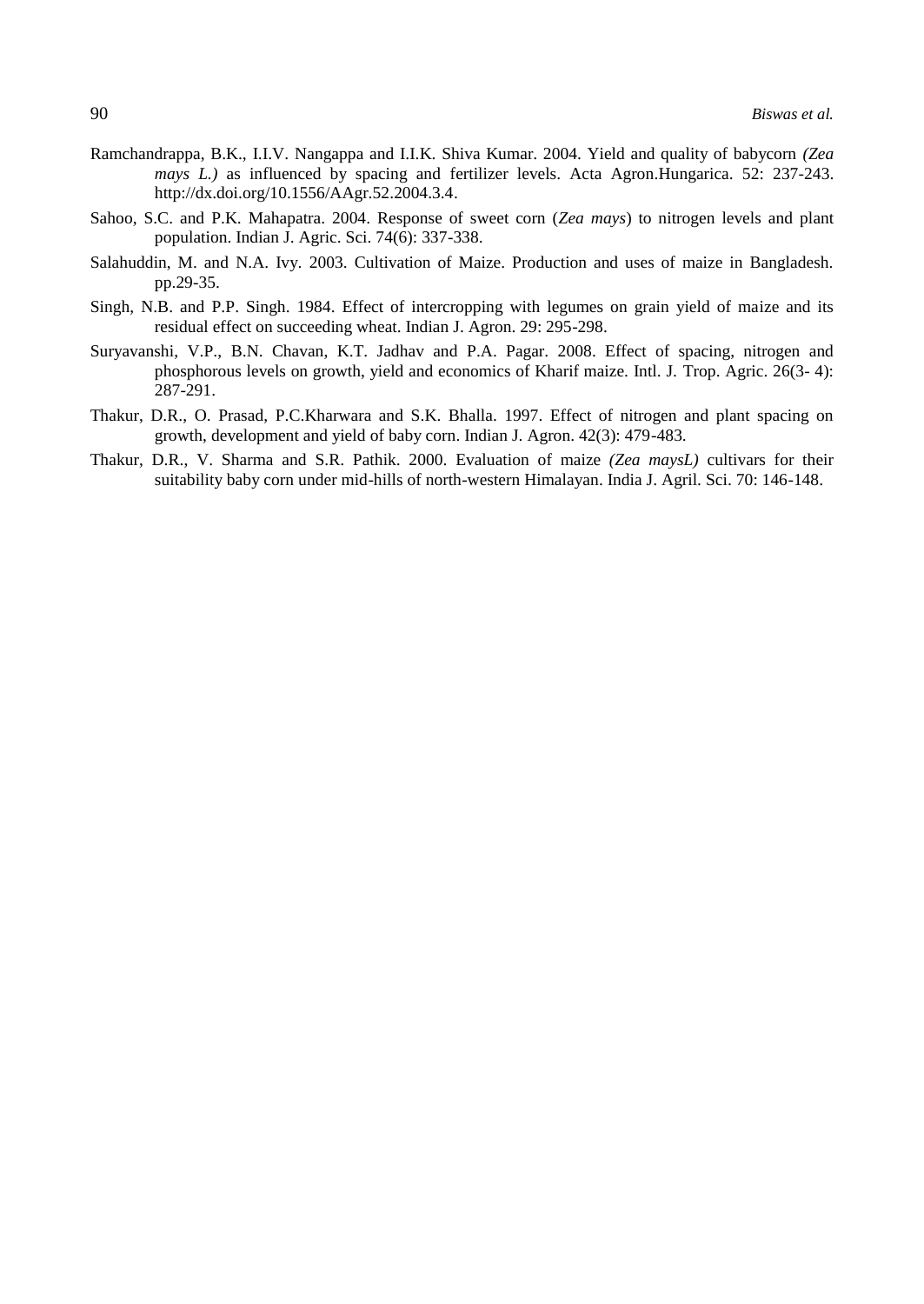Ramchandrappa, B.K., I.I.V. Nangappa and I.I.K. Shiva Kumar. 2004. Yield and quality of babycorn *(Zea mays L.)* as influenced by spacing and fertilizer levels. Acta Agron.Hungarica. 52: 237-243. http://dx.doi.org/10.1556/AAgr.52.2004.3.4.

Sahoo, S.C. and P.K. Mahapatra. 2004. Response of sweet corn (*Zea mays*) to nitrogen levels and plant population. Indian J. Agric. Sci. 74(6): 337-338.

Salahuddin, M. and N.A. Ivy. 2003. Cultivation of Maize. Production and uses of maize in Bangladesh. pp.29-35.

Singh, N.B. and P.P. Singh. 1984. Effect of intercropping with legumes on grain yield of maize and its residual effect on succeeding wheat. Indian J. Agron. 29: 295-298.

Suryavanshi, V.P., B.N. Chavan, K.T. Jadhav and P.A. Pagar. 2008. Effect of spacing, nitrogen and phosphorous levels on growth, yield and economics of Kharif maize. Intl. J. Trop. Agric. 26(3- 4): 287-291.

Thakur, D.R., O. Prasad, P.C.Kharwara and S.K. Bhalla. 1997. Effect of nitrogen and plant spacing on growth, development and yield of baby corn. Indian J. Agron. 42(3): 479-483.

Thakur, D.R., V. Sharma and S.R. Pathik. 2000. Evaluation of maize *(Zea maysL)* cultivars for their suitability baby corn under mid-hills of north-western Himalayan. India J. Agril. Sci. 70: 146-148.